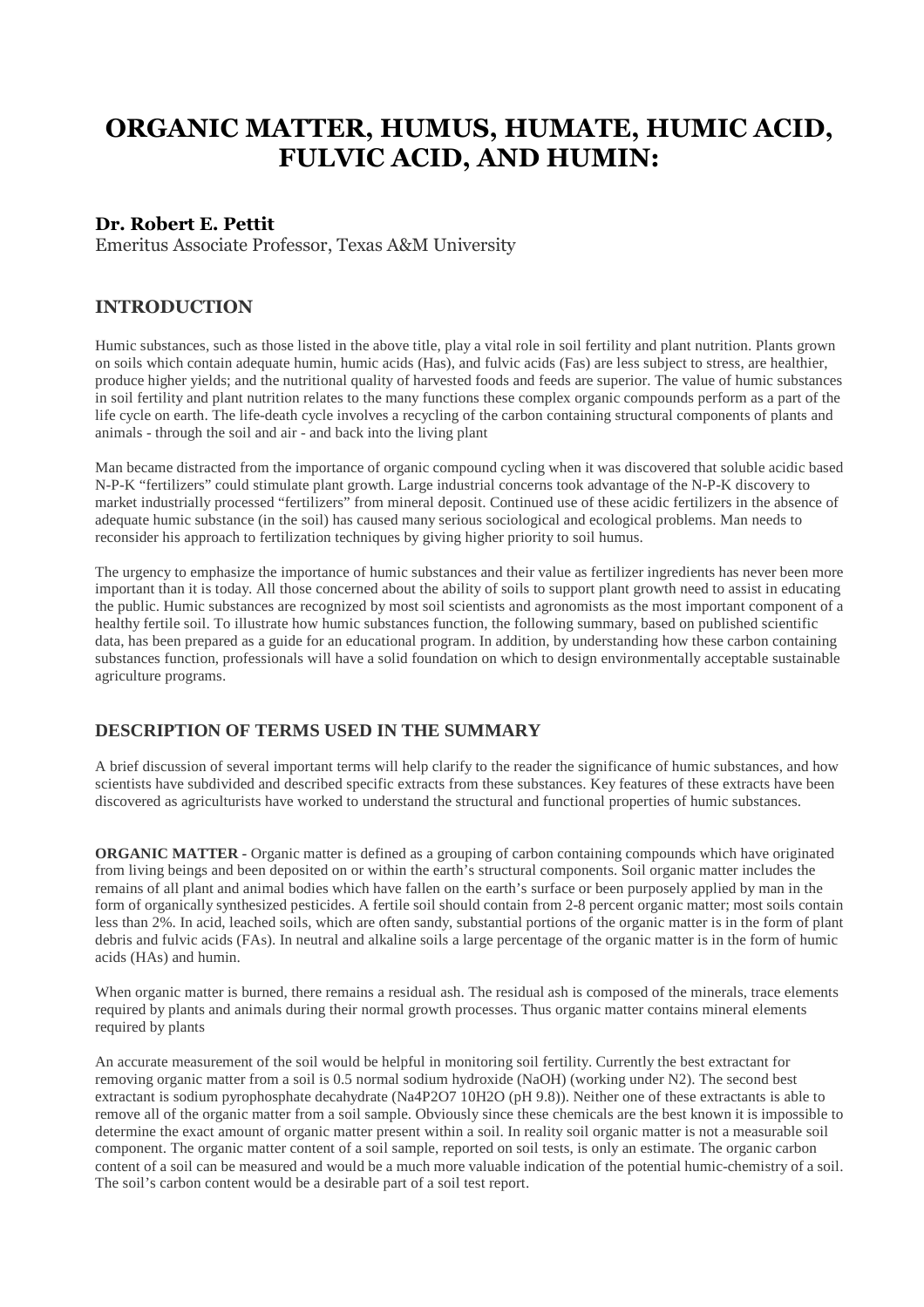# ORGANIC MATTER, HUMUS, HUMATE, HUMIC ACID, FULVIC ACID, AND HUMIN:

### Dr. Robert E. Pettit

Emeritus Associate Professor, Texas A&M University

## INTRODUCTION

Humic substances, such as those listed in the above title, play a vital role in soil fertility and plant nutrition. Plants grown on soils which contain adequate humin, humic acids (Has), and fulvic acids (Fas) are less subject to stress, are healthier, produce higher yields; and the nutritional quality of harvested foods and feeds are superior. The value of humic substances in soil fertility and plant nutrition relates to the many functions these complex organic compounds perform as a part of the life cycle on earth. The life-death cycle involves a recycling of the carbon containing structural components of plants and animals - through the soil and air - and back into the living plant

Man became distracted from the importance of organic compound cycling when it was discovered that soluble acidic based N-P-K "fertilizers" could stimulate plant growth. Large industrial concerns took advantage of the N-P-K discovery to market industrially processed "fertilizers" from mineral deposit. Continued use of these acidic fertilizers in the absence of adequate humic substance (in the soil) has caused many serious sociological and ecological problems. Man needs to reconsider his approach to fertilization techniques by giving higher priority to soil humus.

The urgency to emphasize the importance of humic substances and their value as fertilizer ingredients has never been more important than it is today. All those concerned about the ability of soils to support plant growth need to assist in educating the public. Humic substances are recognized by most soil scientists and agronomists as the most important component of a healthy fertile soil. To illustrate how humic substances function, the following summary, based on published scientific data, has been prepared as a guide for an educational program. In addition, by understanding how these carbon containing substances function, professionals will have a solid foundation on which to design environmentally acceptable sustainable agriculture programs.

## DESCRIPTION OF TERMS USED IN THE SUMMARY

A brief discussion of several important terms will help clarify to the reader the significance of humic substances, and how scientists have subdivided and described specific extracts from these substances. Key features of these extracts have been discovered as agriculturists have worked to understand the structural and functional properties of humic substances.

**ORGANIC MATTER -** Organic matter is defined as a grouping of carbon containing compounds which have originated from living beings and been deposited on or within the earth's structural components. Soil organic matter includes the remains of all plant and animal bodies which have fallen on the earth's surface or been purposely applied by man in the form of organically synthesized pesticides. A fertile soil should contain from 2-8 percent organic matter; most soils contain less than 2%. In acid, leached soils, which are often sandy, substantial portions of the organic matter is in the form of plant debris and fulvic acids (FAs). In neutral and alkaline soils a large percentage of the organic matter is in the form of humic acids (HAs) and humin.

When organic matter is burned, there remains a residual ash. The residual ash is composed of the minerals, trace elements required by plants and animals during their normal growth processes. Thus organic matter contains mineral elements required by plants

An accurate measurement of the soil would be helpful in monitoring soil fertility. Currently the best extractant for removing organic matter from a soil is 0.5 normal sodium hydroxide ($NaOH$) (working under $N_2$). The second best extractant is sodium pyrophosphate decahydrate ($Na_4P_2O_7 \cdot 10H_2O$ (pH 9.8)). Neither one of these extractants is able to remove all of the organic matter from a soil sample. Obviously since these chemicals are the best known it is impossible to determine the exact amount of organic matter present within a soil. In reality soil organic matter is not a measurable soil component. The organic matter content of a soil sample, reported on soil tests, is only an estimate. The organic carbon content of a soil can be measured and would be a much more valuable indication of the potential humic-chemistry of a soil. The soil's carbon content would be a desirable part of a soil test report.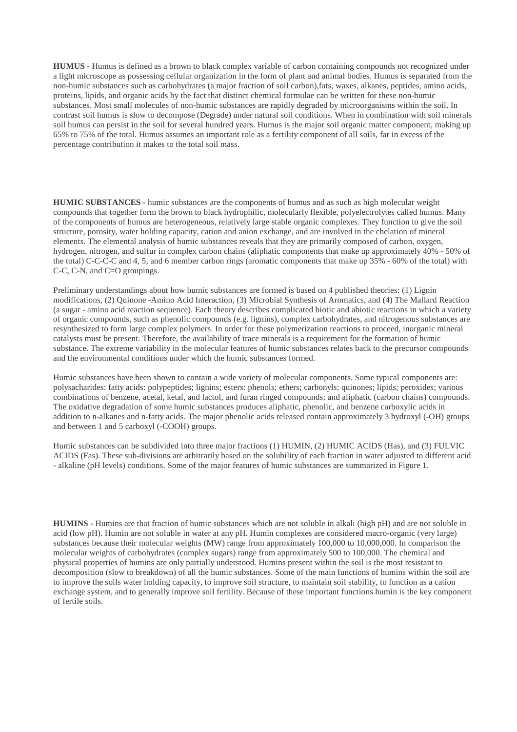**HUMUS -** Humus is defined as a brown to black complex variable of carbon containing compounds not recognized under a light microscope as possessing cellular organization in the form of plant and animal bodies. Humus is separated from the non-humic substances such as carbohydrates (a major fraction of soil carbon),fats, waxes, alkanes, peptides, amino acids, proteins, lipids, and organic acids by the fact that distinct chemical formulae can be written for these non-humic substances. Most small molecules of non-humic substances are rapidly degraded by microorganisms within the soil. In contrast soil humus is slow to decompose (Degrade) under natural soil conditions. When in combination with soil minerals soil humus can persist in the soil for several hundred years. Humus is the major soil organic matter component, making up 65% to 75% of the total. Humus assumes an important role as a fertility component of all soils, far in excess of the percentage contribution it makes to the total soil mass.

**HUMIC SUBSTANCES -** humic substances are the components of humus and as such as high molecular weight compounds that together form the brown to black hydrophilic, molecularly flexible, polyelectrolytes called humus. Many of the components of humus are heterogeneous, relatively large stable organic complexes. They function to give the soil structure, porosity, water holding capacity, cation and anion exchange, and are involved in the chelation of mineral elements. The elemental analysis of humic substances reveals that they are primarily composed of carbon, oxygen, hydrogen, nitrogen, and sulfur in complex carbon chains (aliphatic components that make up approximately 40% - 50% of the total) C-C-C-C and 4, 5, and 6 member carbon rings (aromatic components that make up 35% - 60% of the total) with C-C, C-N, and C=O groupings.

Preliminary understandings about how humic substances are formed is based on 4 published theories: (1) Lignin modifications, (2) Quinone -Amino Acid Interaction, (3) Microbial Synthesis of Aromatics, and (4) The Mallard Reaction (a sugar - amino acid reaction sequence). Each theory describes complicated biotic and abiotic reactions in which a variety of organic compounds, such as phenolic compounds (e.g. lignins), complex carbohydrates, and nitrogenous substances are resynthesized to form large complex polymers. In order for these polymerization reactions to proceed, inorganic mineral catalysts must be present. Therefore, the availability of trace minerals is a requirement for the formation of humic substance. The extreme variability in the molecular features of humic substances relates back to the precursor compounds and the environmental conditions under which the humic substances formed.

Humic substances have been shown to contain a wide variety of molecular components. Some typical components are: polysacharides: fatty acids: polypeptides; lignins; esters: phenols; ethers; carbonyls; quinones; lipids; peroxides; various combinations of benzene, acetal, ketal, and lactol, and furan ringed compounds; and aliphatic (carbon chains) compounds. The oxidative degradation of some humic substances produces aliphatic, phenolic, and benzene carboxylic acids in addition to n-alkanes and n-fatty acids. The major phenolic acids released contain approximately 3 hydroxyl (-OH) groups and between 1 and 5 carboxyl (-COOH) groups.

Humic substances can be subdivided into three major fractions (1) HUMIN, (2) HUMIC ACIDS (Has), and (3) FULVIC ACIDS (Fas). These sub-divisions are arbitrarily based on the solubility of each fraction in water adjusted to different acid - alkaline (pH levels) conditions. Some of the major features of humic substances are summarized in Figure 1.

**HUMINS -** Humins are that fraction of humic substances which are not soluble in alkali (high pH) and are not soluble in acid (low pH). Humin are not soluble in water at any pH. Humin complexes are considered macro-organic (very large) substances because their molecular weights (MW) range from approximately 100,000 to 10,000,000. In comparison the molecular weights of carbohydrates (complex sugars) range from approximately 500 to 100,000. The chemical and physical properties of humins are only partially understood. Humins present within the soil is the most resistant to decomposition (slow to breakdown) of all the humic substances. Some of the main functions of humins within the soil are to improve the soils water holding capacity, to improve soil structure, to maintain soil stability, to function as a cation exchange system, and to generally improve soil fertility. Because of these important functions humin is the key component of fertile soils.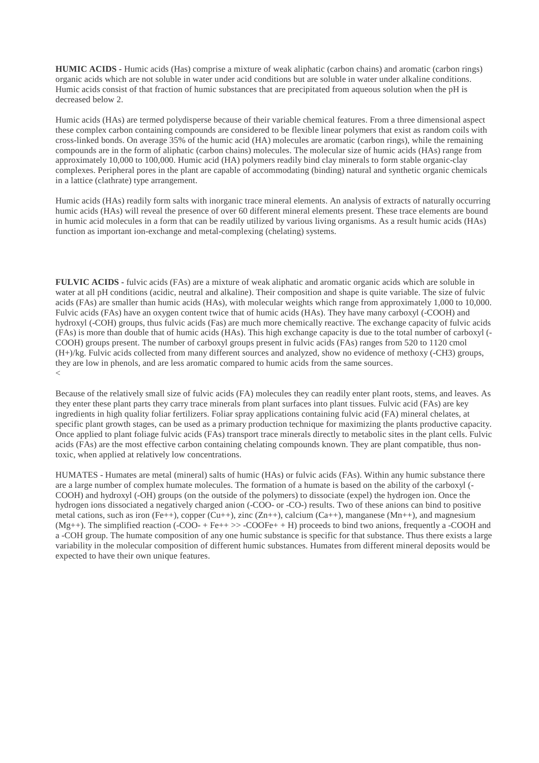**HUMIC ACIDS -** Humic acids (Has) comprise a mixture of weak aliphatic (carbon chains) and aromatic (carbon rings) organic acids which are not soluble in water under acid conditions but are soluble in water under alkaline conditions. Humic acids consist of that fraction of humic substances that are precipitated from aqueous solution when the pH is decreased below 2.

Humic acids (HAs) are termed polydisperse because of their variable chemical features. From a three dimensional aspect these complex carbon containing compounds are considered to be flexible linear polymers that exist as random coils with cross-linked bonds. On average 35% of the humic acid (HA) molecules are aromatic (carbon rings), while the remaining compounds are in the form of aliphatic (carbon chains) molecules. The molecular size of humic acids (HAs) range from approximately 10,000 to 100,000. Humic acid (HA) polymers readily bind clay minerals to form stable organic-clay complexes. Peripheral pores in the plant are capable of accommodating (binding) natural and synthetic organic chemicals in a lattice (clathrate) type arrangement.

Humic acids (HAs) readily form salts with inorganic trace mineral elements. An analysis of extracts of naturally occurring humic acids (HAs) will reveal the presence of over 60 different mineral elements present. These trace elements are bound in humic acid molecules in a form that can be readily utilized by various living organisms. As a result humic acids (HAs) function as important ion-exchange and metal-complexing (chelating) systems.

**FULVIC ACIDS -** fulvic acids (FAs) are a mixture of weak aliphatic and aromatic organic acids which are soluble in water at all pH conditions (acidic, neutral and alkaline). Their composition and shape is quite variable. The size of fulvic acids (FAs) are smaller than humic acids (HAs), with molecular weights which range from approximately 1,000 to 10,000. Fulvic acids (FAs) have an oxygen content twice that of humic acids (HAs). They have many carboxyl (-COOH) and hydroxyl (-COH) groups, thus fulvic acids (Fas) are much more chemically reactive. The exchange capacity of fulvic acids (FAs) is more than double that of humic acids (HAs). This high exchange capacity is due to the total number of carboxyl (-COOH) groups present. The number of carboxyl groups present in fulvic acids (FAs) ranges from 520 to 1120 cmol $(H^+)$/kg. Fulvic acids collected from many different sources and analyzed, show no evidence of methoxy $(-CH_3)$ groups, they are low in phenols, and are less aromatic compared to humic acids from the same sources.
<

Because of the relatively small size of fulvic acids (FA) molecules they can readily enter plant roots, stems, and leaves. As they enter these plant parts they carry trace minerals from plant surfaces into plant tissues. Fulvic acid (FAs) are key ingredients in high quality foliar fertilizers. Foliar spray applications containing fulvic acid (FA) mineral chelates, at specific plant growth stages, can be used as a primary production technique for maximizing the plants productive capacity. Once applied to plant foliage fulvic acids (FAs) transport trace minerals directly to metabolic sites in the plant cells. Fulvic acids (FAs) are the most effective carbon containing chelating compounds known. They are plant compatible, thus non-toxic, when applied at relatively low concentrations.

HUMATES - Humates are metal (mineral) salts of humic (HAs) or fulvic acids (FAs). Within any humic substance there are a large number of complex humate molecules. The formation of a humate is based on the ability of the carboxyl (-COOH) and hydroxyl (-OH) groups (on the outside of the polymers) to dissociate (expel) the hydrogen ion. Once the hydrogen ions dissociated a negatively charged anion (-COO- or -CO-) results. Two of these anions can bind to positive metal cations, such as iron $(Fe^{++})$, copper $(Cu^{++})$, zinc $(Zn^{++})$, calcium $(Ca^{++})$, manganese $(Mn^{++})$, and magnesium $(Mg^{++})$. The simplified reaction $(-COO^- + Fe^{++} \gg -COOFe^+ + H)$ proceeds to bind two anions, frequently a -COOH and a -COH group. The humate composition of any one humic substance is specific for that substance. Thus there exists a large variability in the molecular composition of different humic substances. Humates from different mineral deposits would be expected to have their own unique features.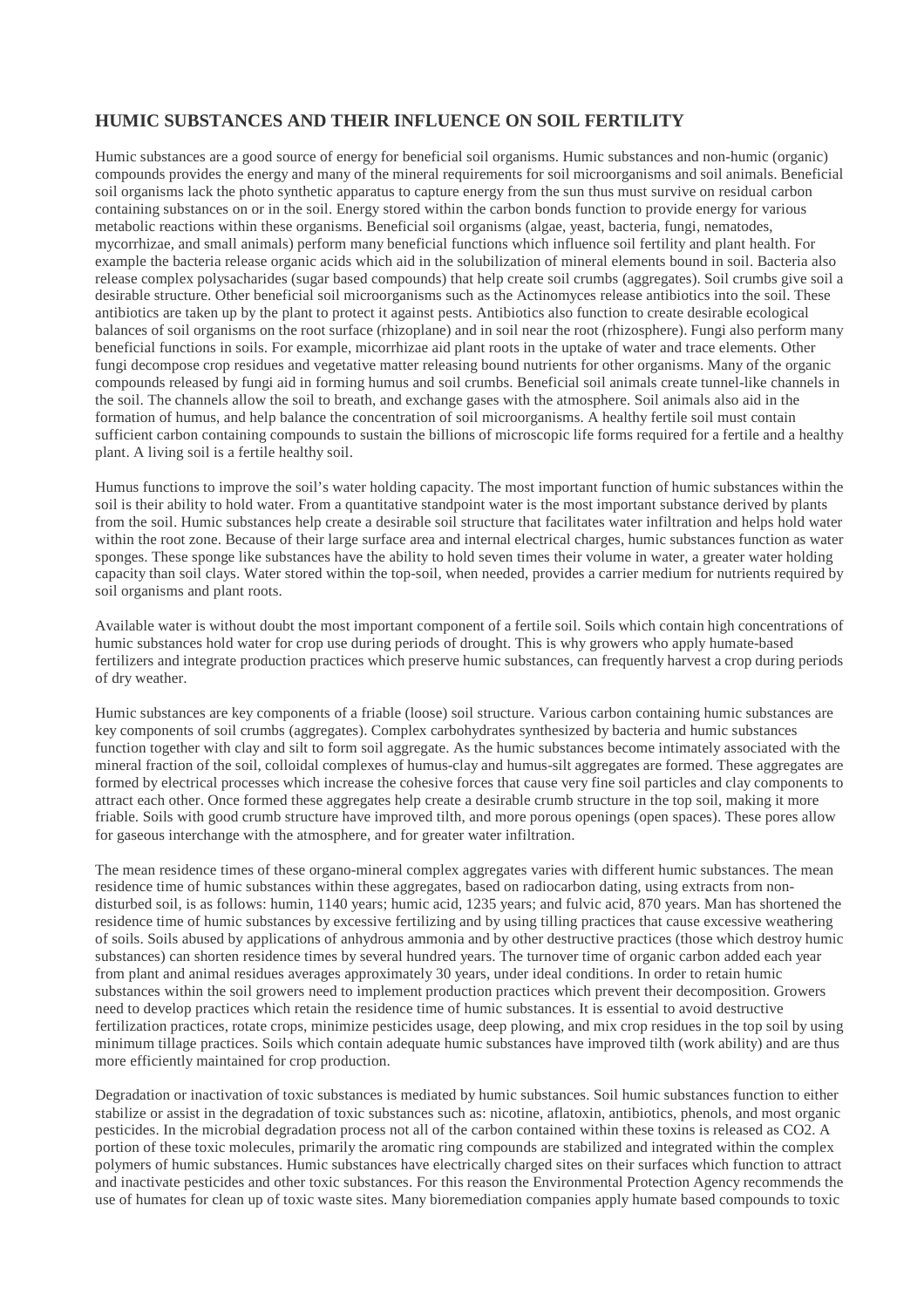## HUMIC SUBSTANCES AND THEIR INFLUENCE ON SOIL FERTILITY

Humic substances are a good source of energy for beneficial soil organisms. Humic substances and non-humic (organic) compounds provides the energy and many of the mineral requirements for soil microorganisms and soil animals. Beneficial soil organisms lack the photo synthetic apparatus to capture energy from the sun thus must survive on residual carbon containing substances on or in the soil. Energy stored within the carbon bonds function to provide energy for various metabolic reactions within these organisms. Beneficial soil organisms (algae, yeast, bacteria, fungi, nematodes, mycorrhizae, and small animals) perform many beneficial functions which influence soil fertility and plant health. For example the bacteria release organic acids which aid in the solubilization of mineral elements bound in soil. Bacteria also release complex polysacharides (sugar based compounds) that help create soil crumbs (aggregates). Soil crumbs give soil a desirable structure. Other beneficial soil microorganisms such as the Actinomyces release antibiotics into the soil. These antibiotics are taken up by the plant to protect it against pests. Antibiotics also function to create desirable ecological balances of soil organisms on the root surface (rhizoplane) and in soil near the root (rhizosphere). Fungi also perform many beneficial functions in soils. For example, micorrhizae aid plant roots in the uptake of water and trace elements. Other fungi decompose crop residues and vegetative matter releasing bound nutrients for other organisms. Many of the organic compounds released by fungi aid in forming humus and soil crumbs. Beneficial soil animals create tunnel-like channels in the soil. The channels allow the soil to breath, and exchange gases with the atmosphere. Soil animals also aid in the formation of humus, and help balance the concentration of soil microorganisms. A healthy fertile soil must contain sufficient carbon containing compounds to sustain the billions of microscopic life forms required for a fertile and a healthy plant. A living soil is a fertile healthy soil.

Humus functions to improve the soil's water holding capacity. The most important function of humic substances within the soil is their ability to hold water. From a quantitative standpoint water is the most important substance derived by plants from the soil. Humic substances help create a desirable soil structure that facilitates water infiltration and helps hold water within the root zone. Because of their large surface area and internal electrical charges, humic substances function as water sponges. These sponge like substances have the ability to hold seven times their volume in water, a greater water holding capacity than soil clays. Water stored within the top-soil, when needed, provides a carrier medium for nutrients required by soil organisms and plant roots.

Available water is without doubt the most important component of a fertile soil. Soils which contain high concentrations of humic substances hold water for crop use during periods of drought. This is why growers who apply humate-based fertilizers and integrate production practices which preserve humic substances, can frequently harvest a crop during periods of dry weather.

Humic substances are key components of a friable (loose) soil structure. Various carbon containing humic substances are key components of soil crumbs (aggregates). Complex carbohydrates synthesized by bacteria and humic substances function together with clay and silt to form soil aggregate. As the humic substances become intimately associated with the mineral fraction of the soil, colloidal complexes of humus-clay and humus-silt aggregates are formed. These aggregates are formed by electrical processes which increase the cohesive forces that cause very fine soil particles and clay components to attract each other. Once formed these aggregates help create a desirable crumb structure in the top soil, making it more friable. Soils with good crumb structure have improved tilth, and more porous openings (open spaces). These pores allow for gaseous interchange with the atmosphere, and for greater water infiltration.

The mean residence times of these organo-mineral complex aggregates varies with different humic substances. The mean residence time of humic substances within these aggregates, based on radiocarbon dating, using extracts from non-disturbed soil, is as follows: humin, 1140 years; humic acid, 1235 years; and fulvic acid, 870 years. Man has shortened the residence time of humic substances by excessive fertilizing and by using tilling practices that cause excessive weathering of soils. Soils abused by applications of anhydrous ammonia and by other destructive practices (those which destroy humic substances) can shorten residence times by several hundred years. The turnover time of organic carbon added each year from plant and animal residues averages approximately 30 years, under ideal conditions. In order to retain humic substances within the soil growers need to implement production practices which prevent their decomposition. Growers need to develop practices which retain the residence time of humic substances. It is essential to avoid destructive fertilization practices, rotate crops, minimize pesticides usage, deep plowing, and mix crop residues in the top soil by using minimum tillage practices. Soils which contain adequate humic substances have improved tilth (work ability) and are thus more efficiently maintained for crop production.

Degradation or inactivation of toxic substances is mediated by humic substances. Soil humic substances function to either stabilize or assist in the degradation of toxic substances such as: nicotine, aflatoxin, antibiotics, phenols, and most organic pesticides. In the microbial degradation process not all of the carbon contained within these toxins is released as $CO_2$. A portion of these toxic molecules, primarily the aromatic ring compounds are stabilized and integrated within the complex polymers of humic substances. Humic substances have electrically charged sites on their surfaces which function to attract and inactivate pesticides and other toxic substances. For this reason the Environmental Protection Agency recommends the use of humates for clean up of toxic waste sites. Many bioremediation companies apply humate based compounds to toxic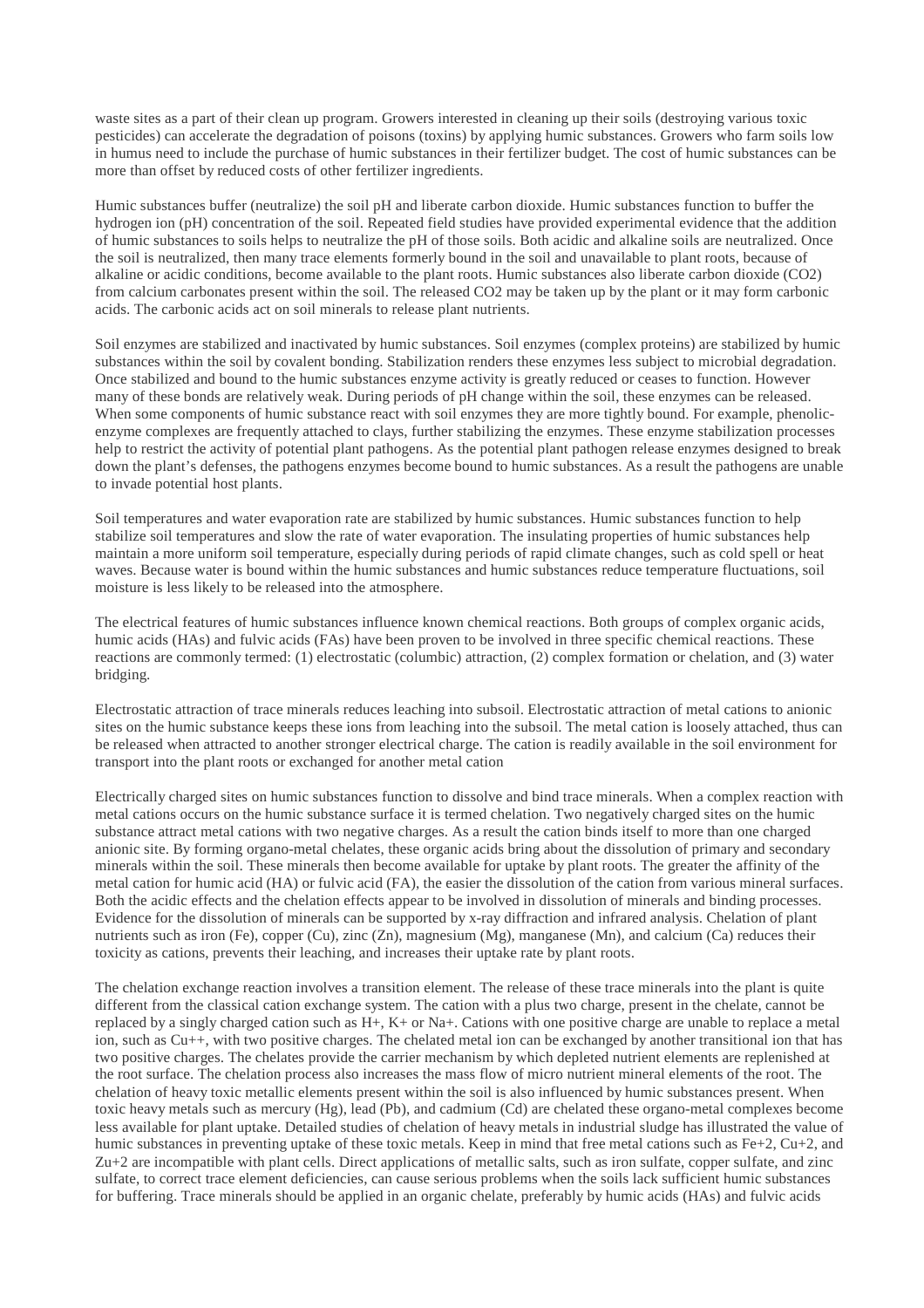waste sites as a part of their clean up program. Growers interested in cleaning up their soils (destroying various toxic pesticides) can accelerate the degradation of poisons (toxins) by applying humic substances. Growers who farm soils low in humus need to include the purchase of humic substances in their fertilizer budget. The cost of humic substances can be more than offset by reduced costs of other fertilizer ingredients.

Humic substances buffer (neutralize) the soil pH and liberate carbon dioxide. Humic substances function to buffer the hydrogen ion (pH) concentration of the soil. Repeated field studies have provided experimental evidence that the addition of humic substances to soils helps to neutralize the pH of those soils. Both acidic and alkaline soils are neutralized. Once the soil is neutralized, then many trace elements formerly bound in the soil and unavailable to plant roots, because of alkaline or acidic conditions, become available to the plant roots. Humic substances also liberate carbon dioxide ($CO_2$) from calcium carbonates present within the soil. The released $CO_2$ may be taken up by the plant or it may form carbonic acids. The carbonic acids act on soil minerals to release plant nutrients.

Soil enzymes are stabilized and inactivated by humic substances. Soil enzymes (complex proteins) are stabilized by humic substances within the soil by covalent bonding. Stabilization renders these enzymes less subject to microbial degradation. Once stabilized and bound to the humic substances enzyme activity is greatly reduced or ceases to function. However many of these bonds are relatively weak. During periods of pH change within the soil, these enzymes can be released. When some components of humic substance react with soil enzymes they are more tightly bound. For example, phenolic-enzyme complexes are frequently attached to clays, further stabilizing the enzymes. These enzyme stabilization processes help to restrict the activity of potential plant pathogens. As the potential plant pathogen release enzymes designed to break down the plant's defenses, the pathogens enzymes become bound to humic substances. As a result the pathogens are unable to invade potential host plants.

Soil temperatures and water evaporation rate are stabilized by humic substances. Humic substances function to help stabilize soil temperatures and slow the rate of water evaporation. The insulating properties of humic substances help maintain a more uniform soil temperature, especially during periods of rapid climate changes, such as cold spell or heat waves. Because water is bound within the humic substances and humic substances reduce temperature fluctuations, soil moisture is less likely to be released into the atmosphere.

The electrical features of humic substances influence known chemical reactions. Both groups of complex organic acids, humic acids (HAs) and fulvic acids (FAs) have been proven to be involved in three specific chemical reactions. These reactions are commonly termed: (1) electrostatic (columbic) attraction, (2) complex formation or chelation, and (3) water bridging.

Electrostatic attraction of trace minerals reduces leaching into subsoil. Electrostatic attraction of metal cations to anionic sites on the humic substance keeps these ions from leaching into the subsoil. The metal cation is loosely attached, thus can be released when attracted to another stronger electrical charge. The cation is readily available in the soil environment for transport into the plant roots or exchanged for another metal cation

Electrically charged sites on humic substances function to dissolve and bind trace minerals. When a complex reaction with metal cations occurs on the humic substance surface it is termed chelation. Two negatively charged sites on the humic substance attract metal cations with two negative charges. As a result the cation binds itself to more than one charged anionic site. By forming organo-metal chelates, these organic acids bring about the dissolution of primary and secondary minerals within the soil. These minerals then become available for uptake by plant roots. The greater the affinity of the metal cation for humic acid (HA) or fulvic acid (FA), the easier the dissolution of the cation from various mineral surfaces. Both the acidic effects and the chelation effects appear to be involved in dissolution of minerals and binding processes. Evidence for the dissolution of minerals can be supported by x-ray diffraction and infrared analysis. Chelation of plant nutrients such as iron (Fe), copper (Cu), zinc (Zn), magnesium (Mg), manganese (Mn), and calcium (Ca) reduces their toxicity as cations, prevents their leaching, and increases their uptake rate by plant roots.

The chelation exchange reaction involves a transition element. The release of these trace minerals into the plant is quite different from the classical cation exchange system. The cation with a plus two charge, present in the chelate, cannot be replaced by a singly charged cation such as $H^+$, $K^+$ or $Na^+$. Cations with one positive charge are unable to replace a metal ion, such as $Cu^{++}$, with two positive charges. The chelated metal ion can be exchanged by another transitional ion that has two positive charges. The chelates provide the carrier mechanism by which depleted nutrient elements are replenished at the root surface. The chelation process also increases the mass flow of micro nutrient mineral elements of the root. The chelation of heavy toxic metallic elements present within the soil is also influenced by humic substances present. When toxic heavy metals such as mercury (Hg), lead (Pb), and cadmium (Cd) are chelated these organo-metal complexes become less available for plant uptake. Detailed studies of chelation of heavy metals in industrial sludge has illustrated the value of humic substances in preventing uptake of these toxic metals. Keep in mind that free metal cations such as $Fe^{+2}$, $Cu^{+2}$, and $Zu^{+2}$ are incompatible with plant cells. Direct applications of metallic salts, such as iron sulfate, copper sulfate, and zinc sulfate, to correct trace element deficiencies, can cause serious problems when the soils lack sufficient humic substances for buffering. Trace minerals should be applied in an organic chelate, preferably by humic acids (HAs) and fulvic acids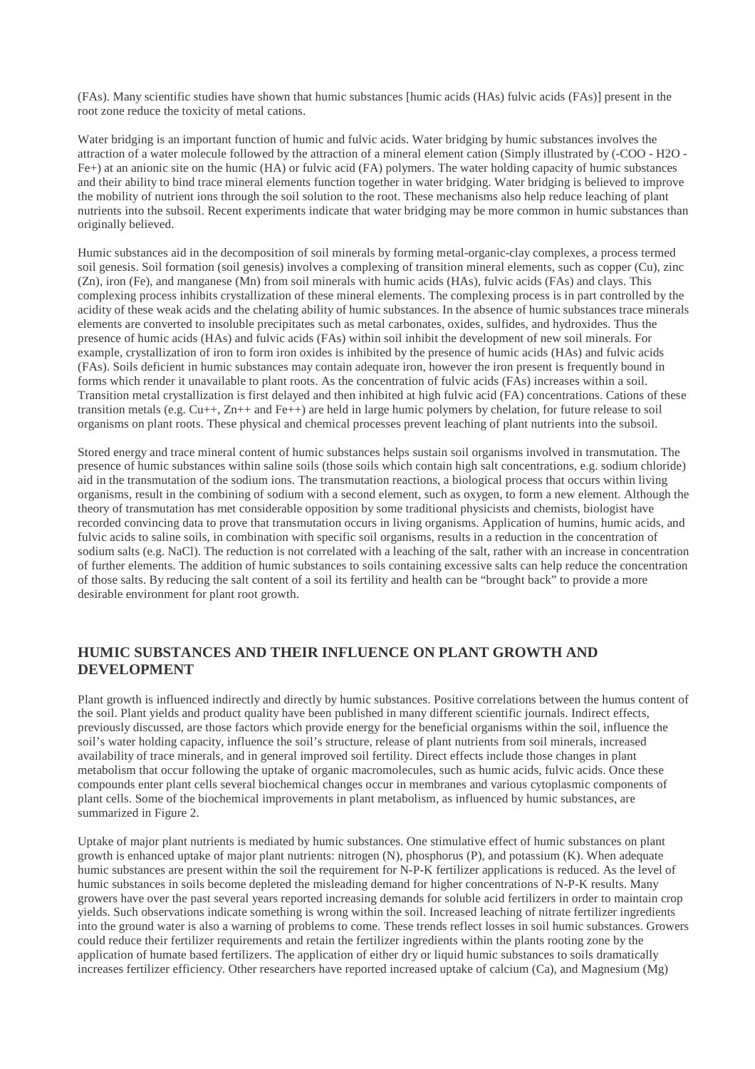(FAs). Many scientific studies have shown that humic substances [humic acids (HAs) fulvic acids (FAs)] present in the root zone reduce the toxicity of metal cations.

Water bridging is an important function of humic and fulvic acids. Water bridging by humic substances involves the attraction of a water molecule followed by the attraction of a mineral element cation (Simply illustrated by (-COO - $H_2O$ - $Fe^+$) at an anionic site on the humic (HA) or fulvic acid (FA) polymers. The water holding capacity of humic substances and their ability to bind trace mineral elements function together in water bridging. Water bridging is believed to improve the mobility of nutrient ions through the soil solution to the root. These mechanisms also help reduce leaching of plant nutrients into the subsoil. Recent experiments indicate that water bridging may be more common in humic substances than originally believed.

Humic substances aid in the decomposition of soil minerals by forming metal-organic-clay complexes, a process termed soil genesis. Soil formation (soil genesis) involves a complexing of transition mineral elements, such as copper (Cu), zinc (Zn), iron (Fe), and manganese (Mn) from soil minerals with humic acids (HAs), fulvic acids (FAs) and clays. This complexing process inhibits crystallization of these mineral elements. The complexing process is in part controlled by the acidity of these weak acids and the chelating ability of humic substances. In the absence of humic substances trace minerals elements are converted to insoluble precipitates such as metal carbonates, oxides, sulfides, and hydroxides. Thus the presence of humic acids (HAs) and fulvic acids (FAs) within soil inhibit the development of new soil minerals. For example, crystallization of iron to form iron oxides is inhibited by the presence of humic acids (HAs) and fulvic acids (FAs). Soils deficient in humic substances may contain adequate iron, however the iron present is frequently bound in forms which render it unavailable to plant roots. As the concentration of fulvic acids (FAs) increases within a soil. Transition metal crystallization is first delayed and then inhibited at high fulvic acid (FA) concentrations. Cations of these transition metals (e.g. $Cu^{++}$, $Zn^{++}$ and $Fe^{++}$) are held in large humic polymers by chelation, for future release to soil organisms on plant roots. These physical and chemical processes prevent leaching of plant nutrients into the subsoil.

Stored energy and trace mineral content of humic substances helps sustain soil organisms involved in transmutation. The presence of humic substances within saline soils (those soils which contain high salt concentrations, e.g. sodium chloride) aid in the transmutation of the sodium ions. The transmutation reactions, a biological process that occurs within living organisms, result in the combining of sodium with a second element, such as oxygen, to form a new element. Although the theory of transmutation has met considerable opposition by some traditional physicists and chemists, biologist have recorded convincing data to prove that transmutation occurs in living organisms. Application of humins, humic acids, and fulvic acids to saline soils, in combination with specific soil organisms, results in a reduction in the concentration of sodium salts (e.g. NaCl). The reduction is not correlated with a leaching of the salt, rather with an increase in concentration of further elements. The addition of humic substances to soils containing excessive salts can help reduce the concentration of those salts. By reducing the salt content of a soil its fertility and health can be "brought back" to provide a more desirable environment for plant root growth.

## HUMIC SUBSTANCES AND THEIR INFLUENCE ON PLANT GROWTH AND DEVELOPMENT

Plant growth is influenced indirectly and directly by humic substances. Positive correlations between the humus content of the soil. Plant yields and product quality have been published in many different scientific journals. Indirect effects, previously discussed, are those factors which provide energy for the beneficial organisms within the soil, influence the soil's water holding capacity, influence the soil's structure, release of plant nutrients from soil minerals, increased availability of trace minerals, and in general improved soil fertility. Direct effects include those changes in plant metabolism that occur following the uptake of organic macromolecules, such as humic acids, fulvic acids. Once these compounds enter plant cells several biochemical changes occur in membranes and various cytoplasmic components of plant cells. Some of the biochemical improvements in plant metabolism, as influenced by humic substances, are summarized in Figure 2.

Uptake of major plant nutrients is mediated by humic substances. One stimulative effect of humic substances on plant growth is enhanced uptake of major plant nutrients: nitrogen (N), phosphorus (P), and potassium (K). When adequate humic substances are present within the soil the requirement for N-P-K fertilizer applications is reduced. As the level of humic substances in soils become depleted the misleading demand for higher concentrations of N-P-K results. Many growers have over the past several years reported increasing demands for soluble acid fertilizers in order to maintain crop yields. Such observations indicate something is wrong within the soil. Increased leaching of nitrate fertilizer ingredients into the ground water is also a warning of problems to come. These trends reflect losses in soil humic substances. Growers could reduce their fertilizer requirements and retain the fertilizer ingredients within the plants rooting zone by the application of humate based fertilizers. The application of either dry or liquid humic substances to soils dramatically increases fertilizer efficiency. Other researchers have reported increased uptake of calcium (Ca), and Magnesium (Mg)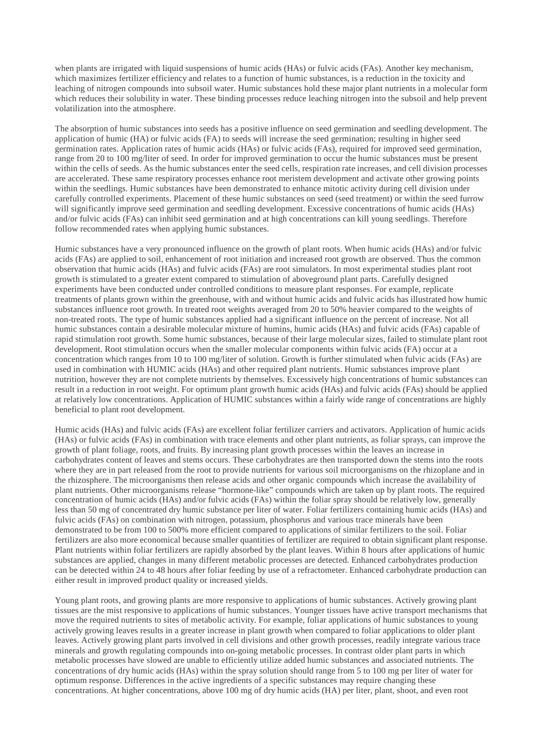when plants are irrigated with liquid suspensions of humic acids (HAs) or fulvic acids (FAs). Another key mechanism, which maximizes fertilizer efficiency and relates to a function of humic substances, is a reduction in the toxicity and leaching of nitrogen compounds into subsoil water. Humic substances hold these major plant nutrients in a molecular form which reduces their solubility in water. These binding processes reduce leaching nitrogen into the subsoil and help prevent volatilization into the atmosphere.

The absorption of humic substances into seeds has a positive influence on seed germination and seedling development. The application of humic (HA) or fulvic acids (FA) to seeds will increase the seed germination; resulting in higher seed germination rates. Application rates of humic acids (HAs) or fulvic acids (FAs), required for improved seed germination, range from 20 to 100 mg/liter of seed. In order for improved germination to occur the humic substances must be present within the cells of seeds. As the humic substances enter the seed cells, respiration rate increases, and cell division processes are accelerated. These same respiratory processes enhance root meristem development and activate other growing points within the seedlings. Humic substances have been demonstrated to enhance mitotic activity during cell division under carefully controlled experiments. Placement of these humic substances on seed (seed treatment) or within the seed furrow will significantly improve seed germination and seedling development. Excessive concentrations of humic acids (HAs) and/or fulvic acids (FAs) can inhibit seed germination and at high concentrations can kill young seedlings. Therefore follow recommended rates when applying humic substances.

Humic substances have a very pronounced influence on the growth of plant roots. When humic acids (HAs) and/or fulvic acids (FAs) are applied to soil, enhancement of root initiation and increased root growth are observed. Thus the common observation that humic acids (HAs) and fulvic acids (FAs) are root simulators. In most experimental studies plant root growth is stimulated to a greater extent compared to stimulation of aboveground plant parts. Carefully designed experiments have been conducted under controlled conditions to measure plant responses. For example, replicate treatments of plants grown within the greenhouse, with and without humic acids and fulvic acids has illustrated how humic substances influence root growth. In treated root weights averaged from 20 to 50% heavier compared to the weights of non-treated roots. The type of humic substances applied had a significant influence on the percent of increase. Not all humic substances contain a desirable molecular mixture of humins, humic acids (HAs) and fulvic acids (FAs) capable of rapid stimulation root growth. Some humic substances, because of their large molecular sizes, failed to stimulate plant root development. Root stimulation occurs when the smaller molecular components within fulvic acids (FA) occur at a concentration which ranges from 10 to 100 mg/liter of solution. Growth is further stimulated when fulvic acids (FAs) are used in combination with HUMIC acids (HAs) and other required plant nutrients. Humic substances improve plant nutrition, however they are not complete nutrients by themselves. Excessively high concentrations of humic substances can result in a reduction in root weight. For optimum plant growth humic acids (HAs) and fulvic acids (FAs) should be applied at relatively low concentrations. Application of HUMIC substances within a fairly wide range of concentrations are highly beneficial to plant root development.

Humic acids (HAs) and fulvic acids (FAs) are excellent foliar fertilizer carriers and activators. Application of humic acids (HAs) or fulvic acids (FAs) in combination with trace elements and other plant nutrients, as foliar sprays, can improve the growth of plant foliage, roots, and fruits. By increasing plant growth processes within the leaves an increase in carbohydrates content of leaves and stems occurs. These carbohydrates are then transported down the stems into the roots where they are in part released from the root to provide nutrients for various soil microorganisms on the rhizoplane and in the rhizosphere. The microorganisms then release acids and other organic compounds which increase the availability of plant nutrients. Other microorganisms release "hormone-like" compounds which are taken up by plant roots. The required concentration of humic acids (HAs) and/or fulvic acids (FAs) within the foliar spray should be relatively low, generally less than 50 mg of concentrated dry humic substance per liter of water. Foliar fertilizers containing humic acids (HAs) and fulvic acids (FAs) on combination with nitrogen, potassium, phosphorus and various trace minerals have been demonstrated to be from 100 to 500% more efficient compared to applications of similar fertilizers to the soil. Foliar fertilizers are also more economical because smaller quantities of fertilizer are required to obtain significant plant response. Plant nutrients within foliar fertilizers are rapidly absorbed by the plant leaves. Within 8 hours after applications of humic substances are applied, changes in many different metabolic processes are detected. Enhanced carbohydrates production can be detected within 24 to 48 hours after foliar feeding by use of a refractometer. Enhanced carbohydrate production can either result in improved product quality or increased yields.

Young plant roots, and growing plants are more responsive to applications of humic substances. Actively growing plant tissues are the mist responsive to applications of humic substances. Younger tissues have active transport mechanisms that move the required nutrients to sites of metabolic activity. For example, foliar applications of humic substances to young actively growing leaves results in a greater increase in plant growth when compared to foliar applications to older plant leaves. Actively growing plant parts involved in cell divisions and other growth processes, readily integrate various trace minerals and growth regulating compounds into on-going metabolic processes. In contrast older plant parts in which metabolic processes have slowed are unable to efficiently utilize added humic substances and associated nutrients. The concentrations of dry humic acids (HAs) within the spray solution should range from 5 to 100 mg per liter of water for optimum response. Differences in the active ingredients of a specific substances may require changing these concentrations. At higher concentrations, above 100 mg of dry humic acids (HA) per liter, plant, shoot, and even root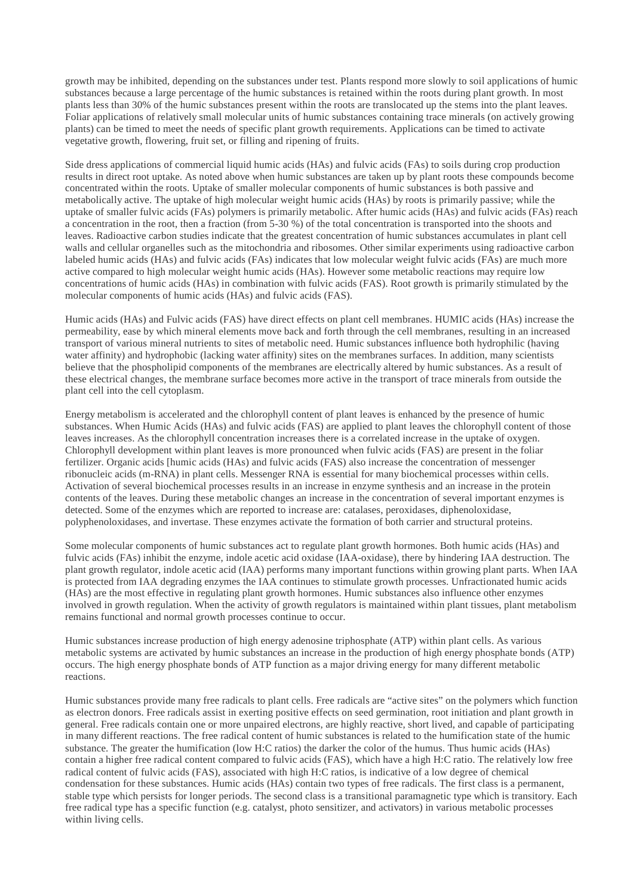growth may be inhibited, depending on the substances under test. Plants respond more slowly to soil applications of humic substances because a large percentage of the humic substances is retained within the roots during plant growth. In most plants less than 30% of the humic substances present within the roots are translocated up the stems into the plant leaves. Foliar applications of relatively small molecular units of humic substances containing trace minerals (on actively growing plants) can be timed to meet the needs of specific plant growth requirements. Applications can be timed to activate vegetative growth, flowering, fruit set, or filling and ripening of fruits.

Side dress applications of commercial liquid humic acids (HAs) and fulvic acids (FAs) to soils during crop production results in direct root uptake. As noted above when humic substances are taken up by plant roots these compounds become concentrated within the roots. Uptake of smaller molecular components of humic substances is both passive and metabolically active. The uptake of high molecular weight humic acids (HAs) by roots is primarily passive; while the uptake of smaller fulvic acids (FAs) polymers is primarily metabolic. After humic acids (HAs) and fulvic acids (FAs) reach a concentration in the root, then a fraction (from 5-30 %) of the total concentration is transported into the shoots and leaves. Radioactive carbon studies indicate that the greatest concentration of humic substances accumulates in plant cell walls and cellular organelles such as the mitochondria and ribosomes. Other similar experiments using radioactive carbon labeled humic acids (HAs) and fulvic acids (FAs) indicates that low molecular weight fulvic acids (FAs) are much more active compared to high molecular weight humic acids (HAs). However some metabolic reactions may require low concentrations of humic acids (HAs) in combination with fulvic acids (FAS). Root growth is primarily stimulated by the molecular components of humic acids (HAs) and fulvic acids (FAS).

Humic acids (HAs) and Fulvic acids (FAS) have direct effects on plant cell membranes. HUMIC acids (HAs) increase the permeability, ease by which mineral elements move back and forth through the cell membranes, resulting in an increased transport of various mineral nutrients to sites of metabolic need. Humic substances influence both hydrophilic (having water affinity) and hydrophobic (lacking water affinity) sites on the membranes surfaces. In addition, many scientists believe that the phospholipid components of the membranes are electrically altered by humic substances. As a result of these electrical changes, the membrane surface becomes more active in the transport of trace minerals from outside the plant cell into the cell cytoplasm.

Energy metabolism is accelerated and the chlorophyll content of plant leaves is enhanced by the presence of humic substances. When Humic Acids (HAs) and fulvic acids (FAS) are applied to plant leaves the chlorophyll content of those leaves increases. As the chlorophyll concentration increases there is a correlated increase in the uptake of oxygen. Chlorophyll development within plant leaves is more pronounced when fulvic acids (FAS) are present in the foliar fertilizer. Organic acids [humic acids (HAs) and fulvic acids (FAS) also increase the concentration of messenger ribonucleic acids (m-RNA) in plant cells. Messenger RNA is essential for many biochemical processes within cells. Activation of several biochemical processes results in an increase in enzyme synthesis and an increase in the protein contents of the leaves. During these metabolic changes an increase in the concentration of several important enzymes is detected. Some of the enzymes which are reported to increase are: catalases, peroxidases, diphenoloxidase, polyphenoloxidases, and invertase. These enzymes activate the formation of both carrier and structural proteins.

Some molecular components of humic substances act to regulate plant growth hormones. Both humic acids (HAs) and fulvic acids (FAs) inhibit the enzyme, indole acetic acid oxidase (IAA-oxidase), there by hindering IAA destruction. The plant growth regulator, indole acetic acid (IAA) performs many important functions within growing plant parts. When IAA is protected from IAA degrading enzymes the IAA continues to stimulate growth processes. Unfractionated humic acids (HAs) are the most effective in regulating plant growth hormones. Humic substances also influence other enzymes involved in growth regulation. When the activity of growth regulators is maintained within plant tissues, plant metabolism remains functional and normal growth processes continue to occur.

Humic substances increase production of high energy adenosine triphosphate (ATP) within plant cells. As various metabolic systems are activated by humic substances an increase in the production of high energy phosphate bonds (ATP) occurs. The high energy phosphate bonds of ATP function as a major driving energy for many different metabolic reactions.

Humic substances provide many free radicals to plant cells. Free radicals are "active sites" on the polymers which function as electron donors. Free radicals assist in exerting positive effects on seed germination, root initiation and plant growth in general. Free radicals contain one or more unpaired electrons, are highly reactive, short lived, and capable of participating in many different reactions. The free radical content of humic substances is related to the humification state of the humic substance. The greater the humification (low H:C ratios) the darker the color of the humus. Thus humic acids (HAs) contain a higher free radical content compared to fulvic acids (FAS), which have a high H:C ratio. The relatively low free radical content of fulvic acids (FAS), associated with high H:C ratios, is indicative of a low degree of chemical condensation for these substances. Humic acids (HAs) contain two types of free radicals. The first class is a permanent, stable type which persists for longer periods. The second class is a transitional paramagnetic type which is transitory. Each free radical type has a specific function (e.g. catalyst, photo sensitizer, and activators) in various metabolic processes within living cells.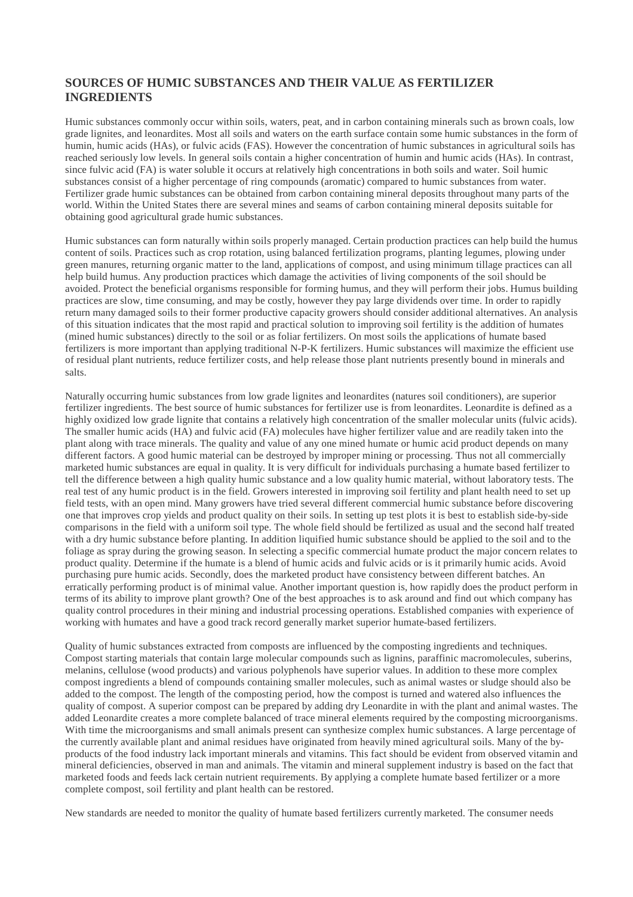## SOURCES OF HUMIC SUBSTANCES AND THEIR VALUE AS FERTILIZER INGREDIENTS

Humic substances commonly occur within soils, waters, peat, and in carbon containing minerals such as brown coals, low grade lignites, and leonardites. Most all soils and waters on the earth surface contain some humic substances in the form of humin, humic acids (HAs), or fulvic acids (FAS). However the concentration of humic substances in agricultural soils has reached seriously low levels. In general soils contain a higher concentration of humin and humic acids (HAs). In contrast, since fulvic acid (FA) is water soluble it occurs at relatively high concentrations in both soils and water. Soil humic substances consist of a higher percentage of ring compounds (aromatic) compared to humic substances from water. Fertilizer grade humic substances can be obtained from carbon containing mineral deposits throughout many parts of the world. Within the United States there are several mines and seams of carbon containing mineral deposits suitable for obtaining good agricultural grade humic substances.

Humic substances can form naturally within soils properly managed. Certain production practices can help build the humus content of soils. Practices such as crop rotation, using balanced fertilization programs, planting legumes, plowing under green manures, returning organic matter to the land, applications of compost, and using minimum tillage practices can all help build humus. Any production practices which damage the activities of living components of the soil should be avoided. Protect the beneficial organisms responsible for forming humus, and they will perform their jobs. Humus building practices are slow, time consuming, and may be costly, however they pay large dividends over time. In order to rapidly return many damaged soils to their former productive capacity growers should consider additional alternatives. An analysis of this situation indicates that the most rapid and practical solution to improving soil fertility is the addition of humates (mined humic substances) directly to the soil or as foliar fertilizers. On most soils the applications of humate based fertilizers is more important than applying traditional N-P-K fertilizers. Humic substances will maximize the efficient use of residual plant nutrients, reduce fertilizer costs, and help release those plant nutrients presently bound in minerals and salts.

Naturally occurring humic substances from low grade lignites and leonardites (natures soil conditioners), are superior fertilizer ingredients. The best source of humic substances for fertilizer use is from leonardites. Leonardite is defined as a highly oxidized low grade lignite that contains a relatively high concentration of the smaller molecular units (fulvic acids). The smaller humic acids (HA) and fulvic acid (FA) molecules have higher fertilizer value and are readily taken into the plant along with trace minerals. The quality and value of any one mined humate or humic acid product depends on many different factors. A good humic material can be destroyed by improper mining or processing. Thus not all commercially marketed humic substances are equal in quality. It is very difficult for individuals purchasing a humate based fertilizer to tell the difference between a high quality humic substance and a low quality humic material, without laboratory tests. The real test of any humic product is in the field. Growers interested in improving soil fertility and plant health need to set up field tests, with an open mind. Many growers have tried several different commercial humic substance before discovering one that improves crop yields and product quality on their soils. In setting up test plots it is best to establish side-by-side comparisons in the field with a uniform soil type. The whole field should be fertilized as usual and the second half treated with a dry humic substance before planting. In addition liquified humic substance should be applied to the soil and to the foliage as spray during the growing season. In selecting a specific commercial humate product the major concern relates to product quality. Determine if the humate is a blend of humic acids and fulvic acids or is it primarily humic acids. Avoid purchasing pure humic acids. Secondly, does the marketed product have consistency between different batches. An erratically performing product is of minimal value. Another important question is, how rapidly does the product perform in terms of its ability to improve plant growth? One of the best approaches is to ask around and find out which company has quality control procedures in their mining and industrial processing operations. Established companies with experience of working with humates and have a good track record generally market superior humate-based fertilizers.

Quality of humic substances extracted from composts are influenced by the composting ingredients and techniques. Compost starting materials that contain large molecular compounds such as lignins, paraffinic macromolecules, suberins, melanins, cellulose (wood products) and various polyphenols have superior values. In addition to these more complex compost ingredients a blend of compounds containing smaller molecules, such as animal wastes or sludge should also be added to the compost. The length of the composting period, how the compost is turned and watered also influences the quality of compost. A superior compost can be prepared by adding dry Leonardite in with the plant and animal wastes. The added Leonardite creates a more complete balanced of trace mineral elements required by the composting microorganisms. With time the microorganisms and small animals present can synthesize complex humic substances. A large percentage of the currently available plant and animal residues have originated from heavily mined agricultural soils. Many of the by-products of the food industry lack important minerals and vitamins. This fact should be evident from observed vitamin and mineral deficiencies, observed in man and animals. The vitamin and mineral supplement industry is based on the fact that marketed foods and feeds lack certain nutrient requirements. By applying a complete humate based fertilizer or a more complete compost, soil fertility and plant health can be restored.

New standards are needed to monitor the quality of humate based fertilizers currently marketed. The consumer needs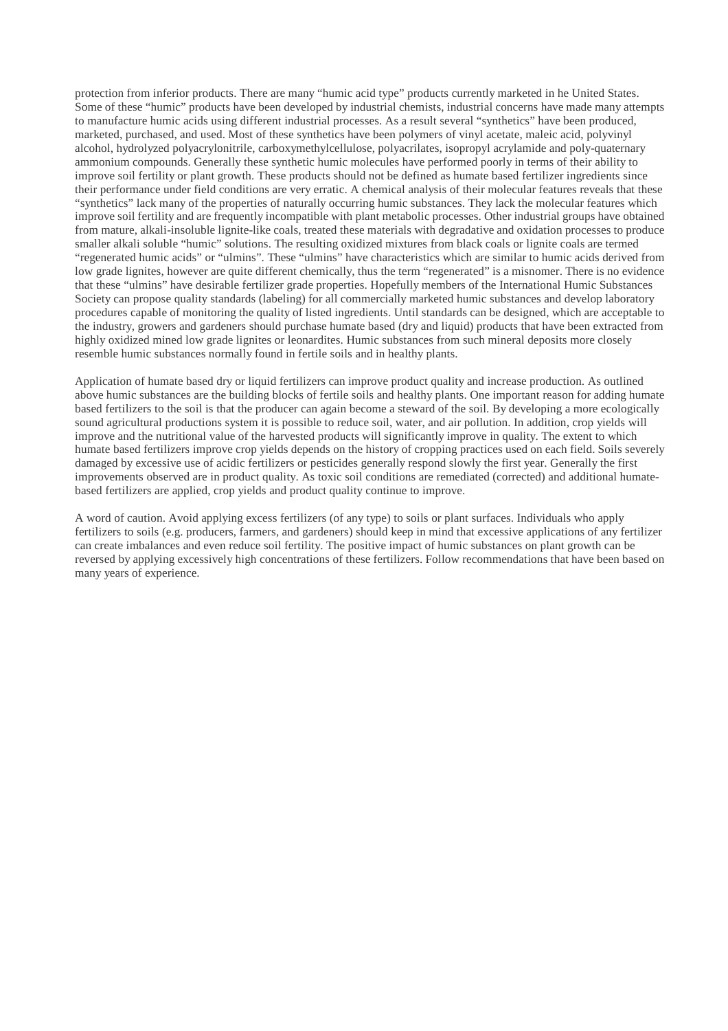protection from inferior products. There are many "humic acid type" products currently marketed in he United States. Some of these "humic" products have been developed by industrial chemists, industrial concerns have made many attempts to manufacture humic acids using different industrial processes. As a result several "synthetics" have been produced, marketed, purchased, and used. Most of these synthetics have been polymers of vinyl acetate, maleic acid, polyvinyl alcohol, hydrolyzed polyacrylonitrile, carboxymethylcellulose, polyacrilates, isopropyl acrylamide and poly-quaternary ammonium compounds. Generally these synthetic humic molecules have performed poorly in terms of their ability to improve soil fertility or plant growth. These products should not be defined as humate based fertilizer ingredients since their performance under field conditions are very erratic. A chemical analysis of their molecular features reveals that these "synthetics" lack many of the properties of naturally occurring humic substances. They lack the molecular features which improve soil fertility and are frequently incompatible with plant metabolic processes. Other industrial groups have obtained from mature, alkali-insoluble lignite-like coals, treated these materials with degradative and oxidation processes to produce smaller alkali soluble "humic" solutions. The resulting oxidized mixtures from black coals or lignite coals are termed "regenerated humic acids" or "ulmins". These "ulmins" have characteristics which are similar to humic acids derived from low grade lignites, however are quite different chemically, thus the term "regenerated" is a misnomer. There is no evidence that these "ulmins" have desirable fertilizer grade properties. Hopefully members of the International Humic Substances Society can propose quality standards (labeling) for all commercially marketed humic substances and develop laboratory procedures capable of monitoring the quality of listed ingredients. Until standards can be designed, which are acceptable to the industry, growers and gardeners should purchase humate based (dry and liquid) products that have been extracted from highly oxidized mined low grade lignites or leonardites. Humic substances from such mineral deposits more closely resemble humic substances normally found in fertile soils and in healthy plants.

Application of humate based dry or liquid fertilizers can improve product quality and increase production. As outlined above humic substances are the building blocks of fertile soils and healthy plants. One important reason for adding humate based fertilizers to the soil is that the producer can again become a steward of the soil. By developing a more ecologically sound agricultural productions system it is possible to reduce soil, water, and air pollution. In addition, crop yields will improve and the nutritional value of the harvested products will significantly improve in quality. The extent to which humate based fertilizers improve crop yields depends on the history of cropping practices used on each field. Soils severely damaged by excessive use of acidic fertilizers or pesticides generally respond slowly the first year. Generally the first improvements observed are in product quality. As toxic soil conditions are remediated (corrected) and additional humate-based fertilizers are applied, crop yields and product quality continue to improve.

A word of caution. Avoid applying excess fertilizers (of any type) to soils or plant surfaces. Individuals who apply fertilizers to soils (e.g. producers, farmers, and gardeners) should keep in mind that excessive applications of any fertilizer can create imbalances and even reduce soil fertility. The positive impact of humic substances on plant growth can be reversed by applying excessively high concentrations of these fertilizers. Follow recommendations that have been based on many years of experience.